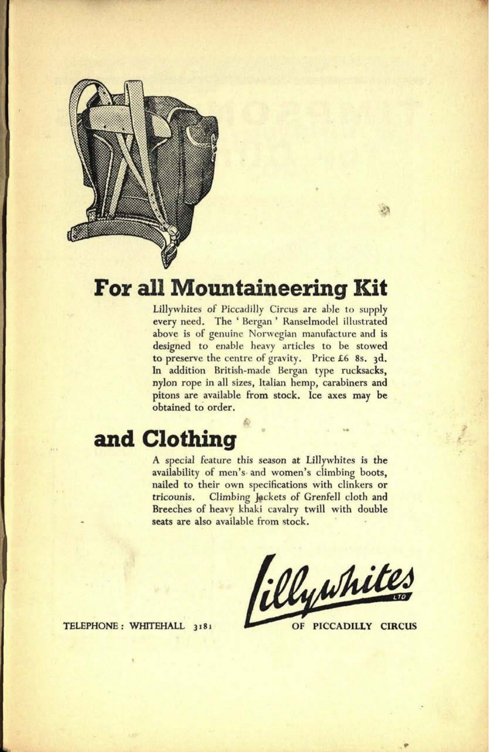# For all Mountaineering Kit

Lillywhites of Piccadilly Circus are able to supply every need. The 'Bergan' Ranselmodel illustrated above is of genuine Norwegian manufacture and is designed to enable heavy articles to be stowed to preserve the centre of gravity. Price £6 8s. 3d. In addition British-made Bergan type rucksacks, nylon rope in all sizes, Italian hemp, carabiners and pitons are available from stock. Ice axes may be obtained to order.

# and Clothing

A special feature this season at Lillywhites is the availability of men's and women's climbing boots, nailed to their own specifications with clinkers or tricounis. Climbing Jackets of Grenfell cloth and Breeches of heavy khaki cavalry twill with double seats are also available from stock.

TELEPHONE: WHITEHALL 3181

Lillywhites LTD

OF PICCADILLY CIRCUS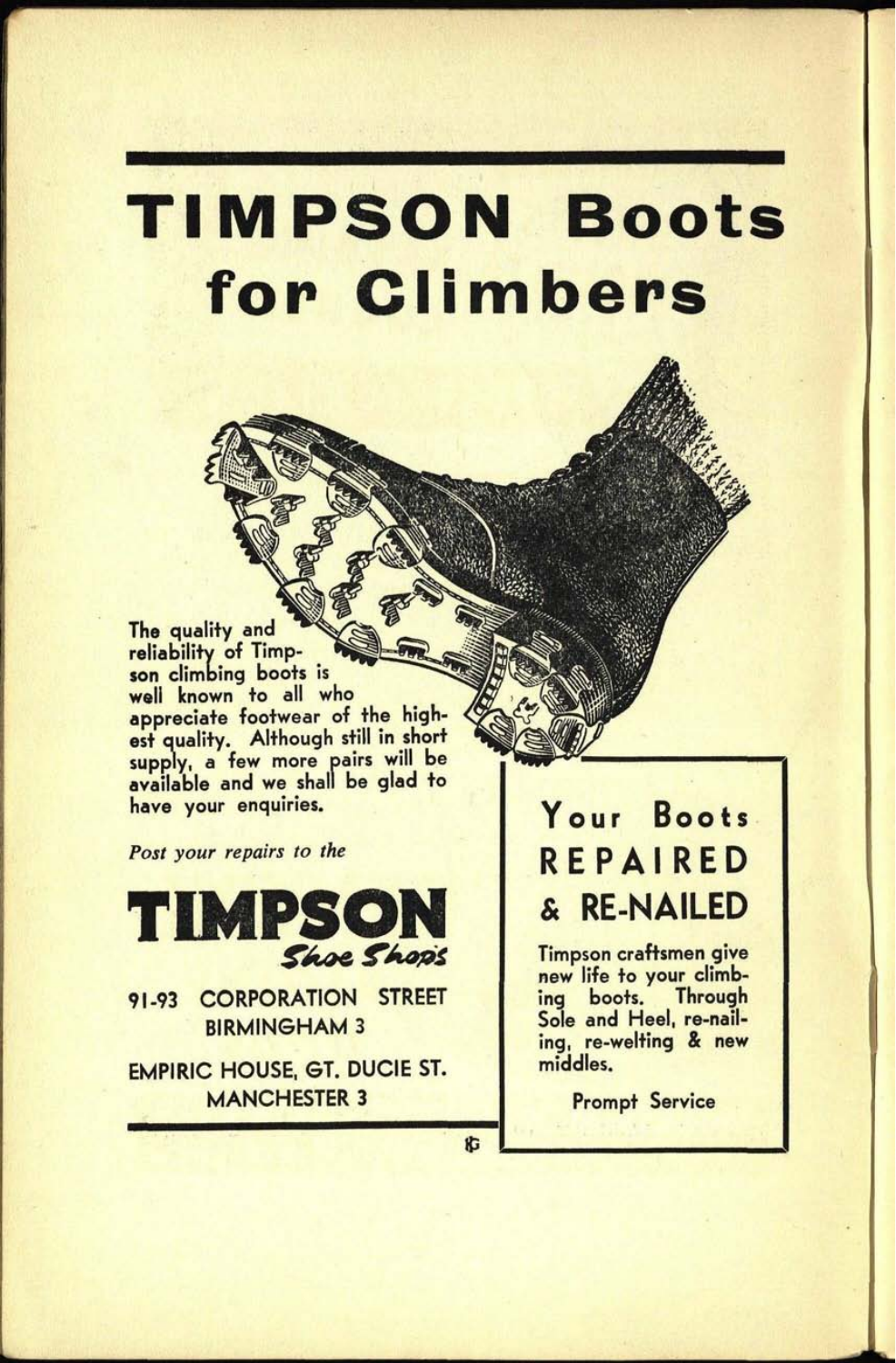# TIMPSON Boots for Climbers

The quality and reliability of Timpson climbing boots is well known to all who appreciate footwear of the highest quality. Although still in short supply, a few more pairs will be available and we shall be glad to have your enquiries.

*Post your repairs to the*

## TIMPSON
*Shoe Shops*

91-93 CORPORATION STREET
BIRMINGHAM 3

EMPIRIC HOUSE, GT. DUCIE ST.
MANCHESTER 3

## Your Boots REPAIRED & RE-NAILED

Timpson craftsmen give new life to your climbing boots. Through Sole and Heel, re-nailing, re-welting & new middles.

Prompt Service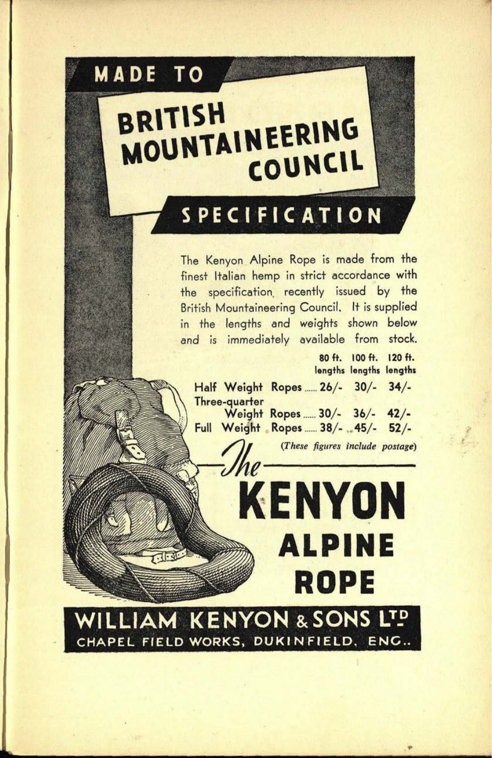# MADE TO BRITISH MOUNTAINEERING COUNCIL SPECIFICATION

The Kenyon Alpine Rope is made from the finest Italian hemp in strict accordance with the specification recently issued by the British Mountaineering Council. It is supplied in the lengths and weights shown below and is immediately available from stock.

| | 80 ft. lengths | 100 ft. lengths | 120 ft. lengths |
|---|---|---|---|
| Half Weight Ropes | 26/- | 30/- | 34/- |
| Three-quarter Weight Ropes | 30/- | 36/- | 42/- |
| Full Weight Ropes | 38/- | 45/- | 52/- |

*(These figures include postage)*

## The KENYON ALPINE ROPE

**WILLIAM KENYON & SONS LTD**

CHAPEL FIELD WORKS, DUKINFIELD, ENG..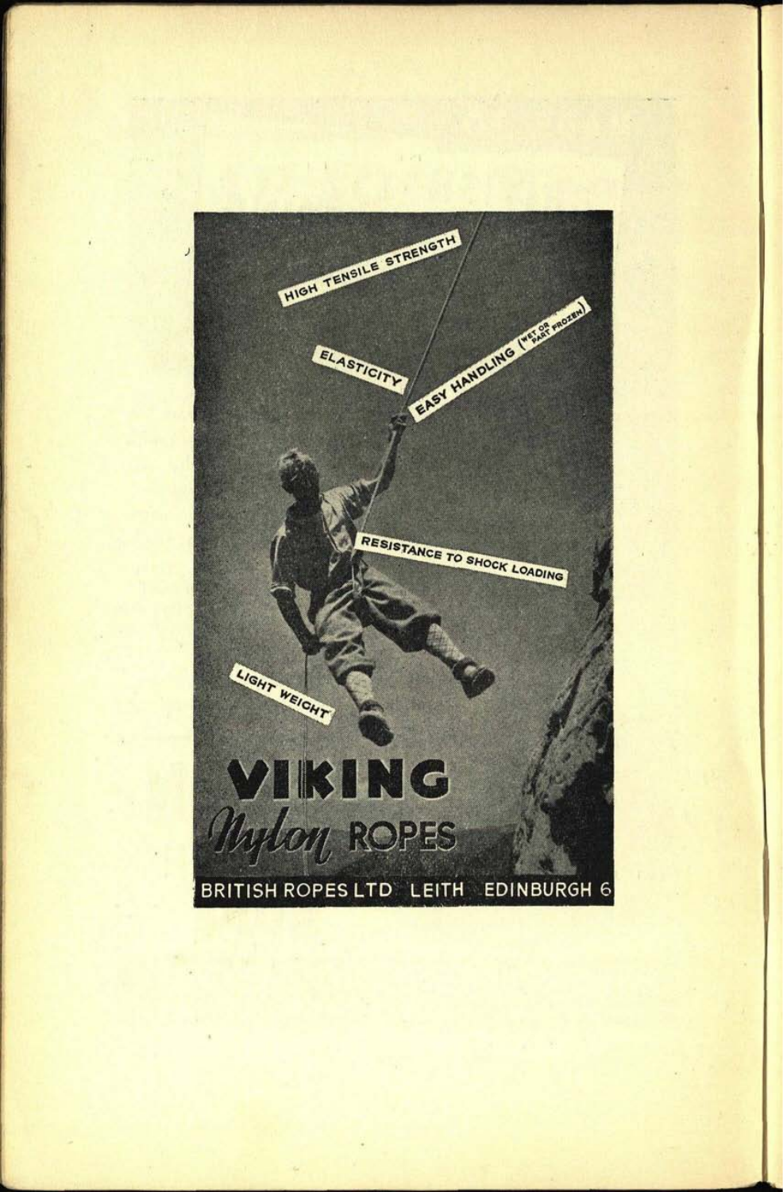HIGH TENSILE STRENGTH

ELASTICITY

EASY HANDLING (WET OR PART FROZEN)

RESISTANCE TO SHOCK LOADING

LIGHT WEIGHT

# VIKING

## *Nylon* ROPES

BRITISH ROPES LTD LEITH EDINBURGH 6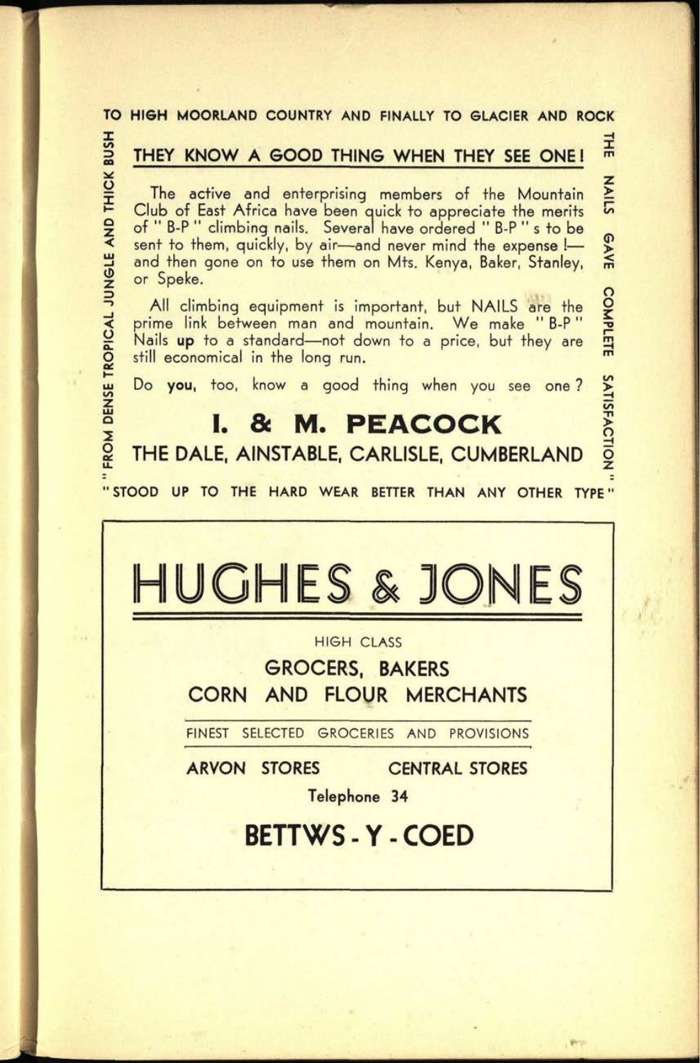TO HIGH MOORLAND COUNTRY AND FINALLY TO GLACIER AND ROCK

"FROM DENSE TROPICAL JUNGLE AND THICK BUSH

THE NAILS GAVE COMPLETE SATISFACTION"

## THEY KNOW A GOOD THING WHEN THEY SEE ONE!

The active and enterprising members of the Mountain Club of East Africa have been quick to appreciate the merits of "B-P" climbing nails. Several have ordered "B-P"s to be sent to them, quickly, by air—and never mind the expense!—and then gone on to use them on Mts. Kenya, Baker, Stanley, or Speke.

All climbing equipment is important, but NAILS are the prime link between man and mountain. We make "B-P" Nails **up** to a standard—not down to a price, but they are still economical in the long run.

Do **you**, too, know a good thing when you see one?

## I. & M. PEACOCK

**THE DALE, AINSTABLE, CARLISLE, CUMBERLAND**

"STOOD UP TO THE HARD WEAR BETTER THAN ANY OTHER TYPE"

---

# HUGHES & JONES

HIGH CLASS

**GROCERS, BAKERS**

**CORN AND FLOUR MERCHANTS**

FINEST SELECTED GROCERIES AND PROVISIONS

**ARVON STORES** **CENTRAL STORES**

**Telephone 34**

## BETTWS - Y - COED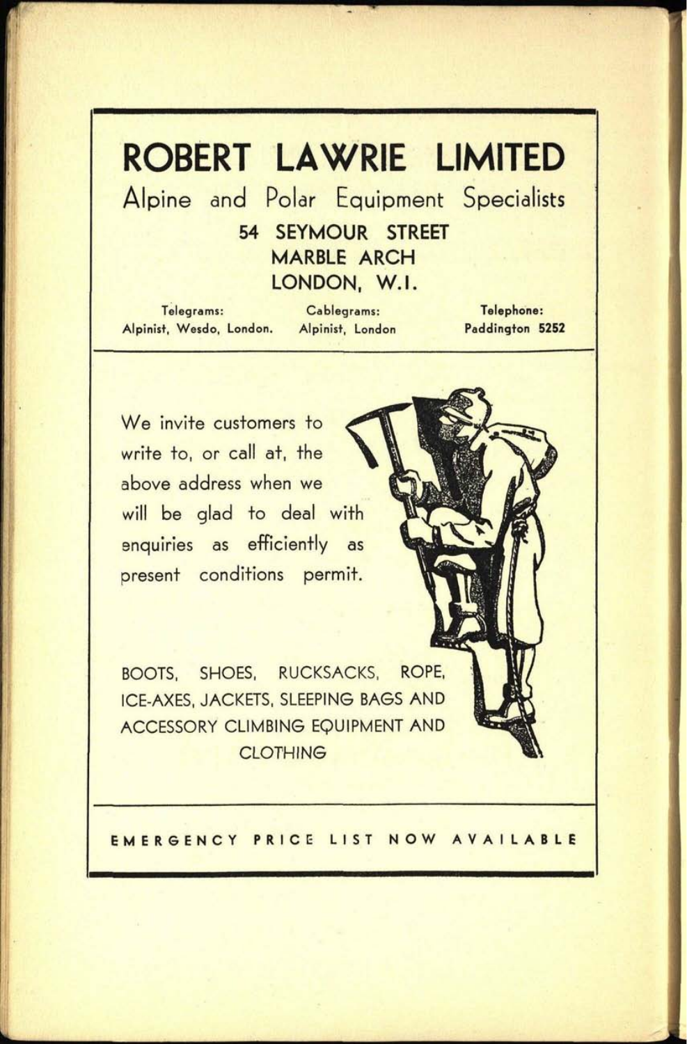# ROBERT LAWRIE LIMITED

## Alpine and Polar Equipment Specialists

**54 SEYMOUR STREET**
**MARBLE ARCH**
**LONDON, W.1.**

| Telegrams: | Cablegrams: | Telephone: |
|---|---|---|
| Alpinist, Wesdo, London. | Alpinist, London | Paddington 5252 |

We invite customers to write to, or call at, the above address when we will be glad to deal with enquiries as efficiently as present conditions permit.

BOOTS, SHOES, RUCKSACKS, ROPE, ICE-AXES, JACKETS, SLEEPING BAGS AND ACCESSORY CLIMBING EQUIPMENT AND CLOTHING

**EMERGENCY PRICE LIST NOW AVAILABLE**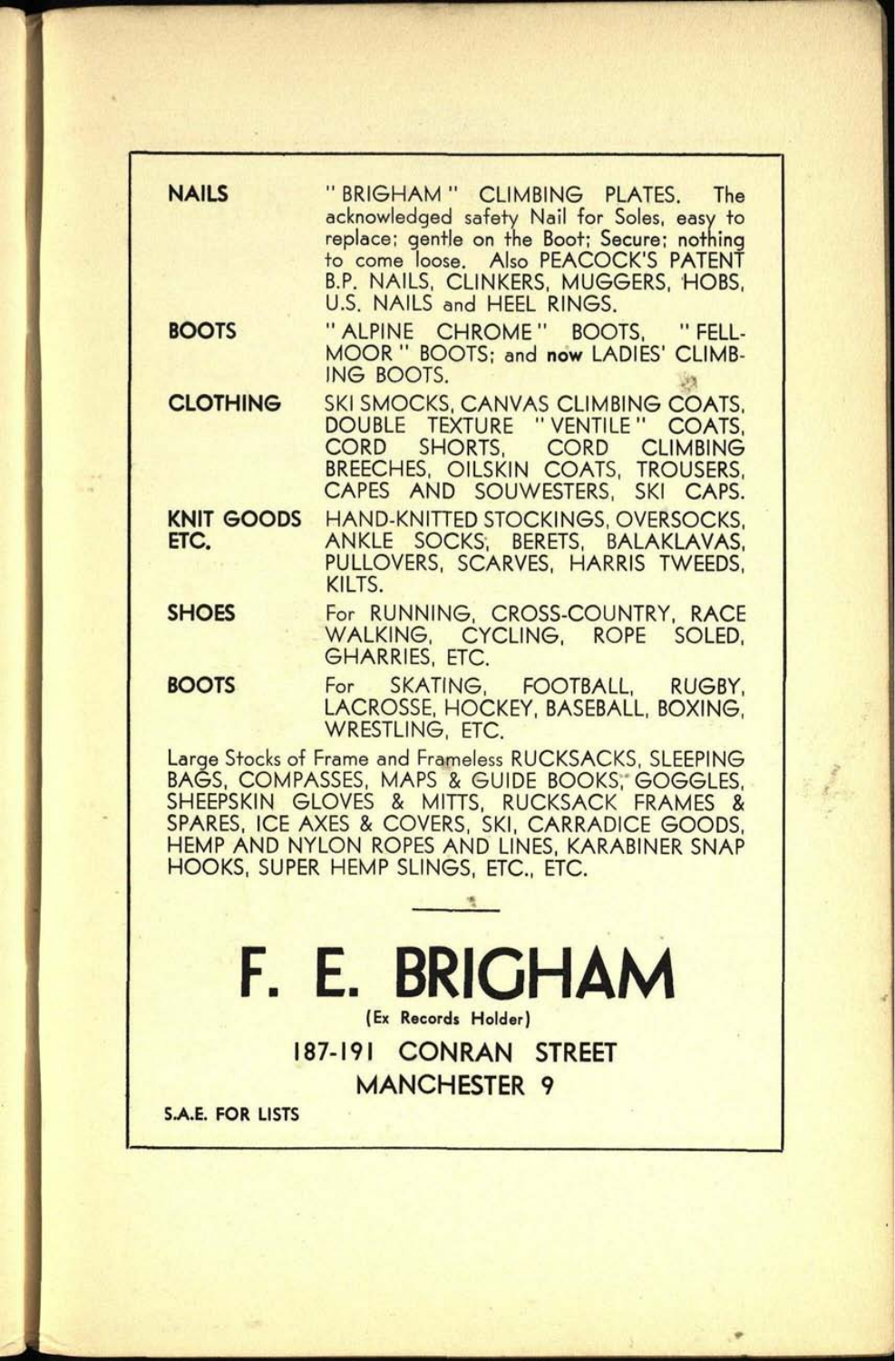**NAILS** — " BRIGHAM " CLIMBING PLATES. The acknowledged safety Nail for Soles, easy to replace; gentle on the Boot; Secure; nothing to come loose. Also PEACOCK'S PATENT B.P. NAILS, CLINKERS, MUGGERS, HOBS, U.S. NAILS and HEEL RINGS.

**BOOTS** — " ALPINE CHROME " BOOTS, " FELL-MOOR " BOOTS; and **now** LADIES' CLIMBING BOOTS.

**CLOTHING** — SKI SMOCKS, CANVAS CLIMBING COATS, DOUBLE TEXTURE " VENTILE " COATS, CORD SHORTS, CORD CLIMBING BREECHES, OILSKIN COATS, TROUSERS, CAPES AND SOUWESTERS, SKI CAPS.

**KNIT GOODS ETC.** — HAND-KNITTED STOCKINGS, OVERSOCKS, ANKLE SOCKS, BERETS, BALAKLAVAS, PULLOVERS, SCARVES, HARRIS TWEEDS, KILTS.

**SHOES** — For RUNNING, CROSS-COUNTRY, RACE WALKING, CYCLING, ROPE SOLED, GHARRIES, ETC.

**BOOTS** — For SKATING, FOOTBALL, RUGBY, LACROSSE, HOCKEY, BASEBALL, BOXING, WRESTLING, ETC.

Large Stocks of Frame and Frameless RUCKSACKS, SLEEPING BAGS, COMPASSES, MAPS & GUIDE BOOKS, GOGGLES, SHEEPSKIN GLOVES & MITTS, RUCKSACK FRAMES & SPARES, ICE AXES & COVERS, SKI, CARRADICE GOODS, HEMP AND NYLON ROPES AND LINES, KARABINER SNAP HOOKS, SUPER HEMP SLINGS, ETC., ETC.

---

# F. E. BRIGHAM

**(Ex Records Holder)**

**187-191 CONRAN STREET**

**MANCHESTER 9**

**S.A.E. FOR LISTS**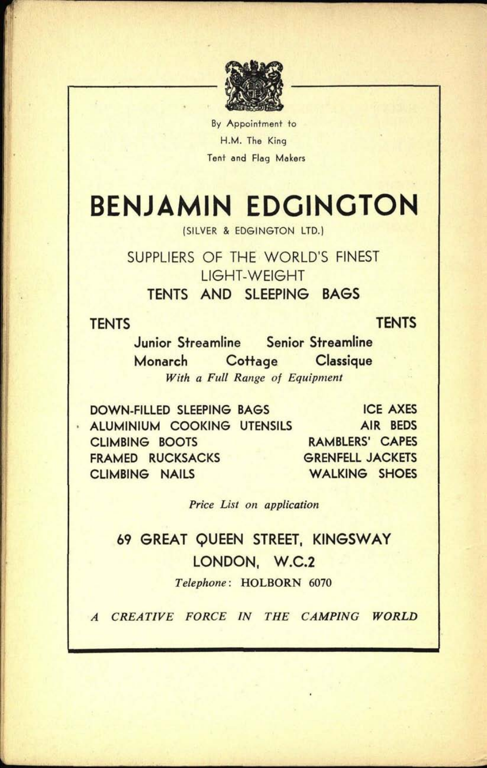By Appointment to

H.M. The King

Tent and Flag Makers

# BENJAMIN EDGINGTON

(SILVER & EDGINGTON LTD.)

SUPPLIERS OF THE WORLD'S FINEST

LIGHT-WEIGHT

**TENTS AND SLEEPING BAGS**

**TENTS** **TENTS**

**Junior Streamline** **Senior Streamline**

**Monarch** **Cottage** **Classique**

*With a Full Range of Equipment*

**DOWN-FILLED SLEEPING BAGS**
**ALUMINIUM COOKING UTENSILS**
**CLIMBING BOOTS**
**FRAMED RUCKSACKS**
**CLIMBING NAILS**
**ICE AXES**
**AIR BEDS**
**RAMBLERS' CAPES**
**GRENFELL JACKETS**
**WALKING SHOES**

*Price List on application*

**69 GREAT QUEEN STREET, KINGSWAY**

**LONDON, W.C.2**

*Telephone*: HOLBORN 6070

*A CREATIVE FORCE IN THE CAMPING WORLD*